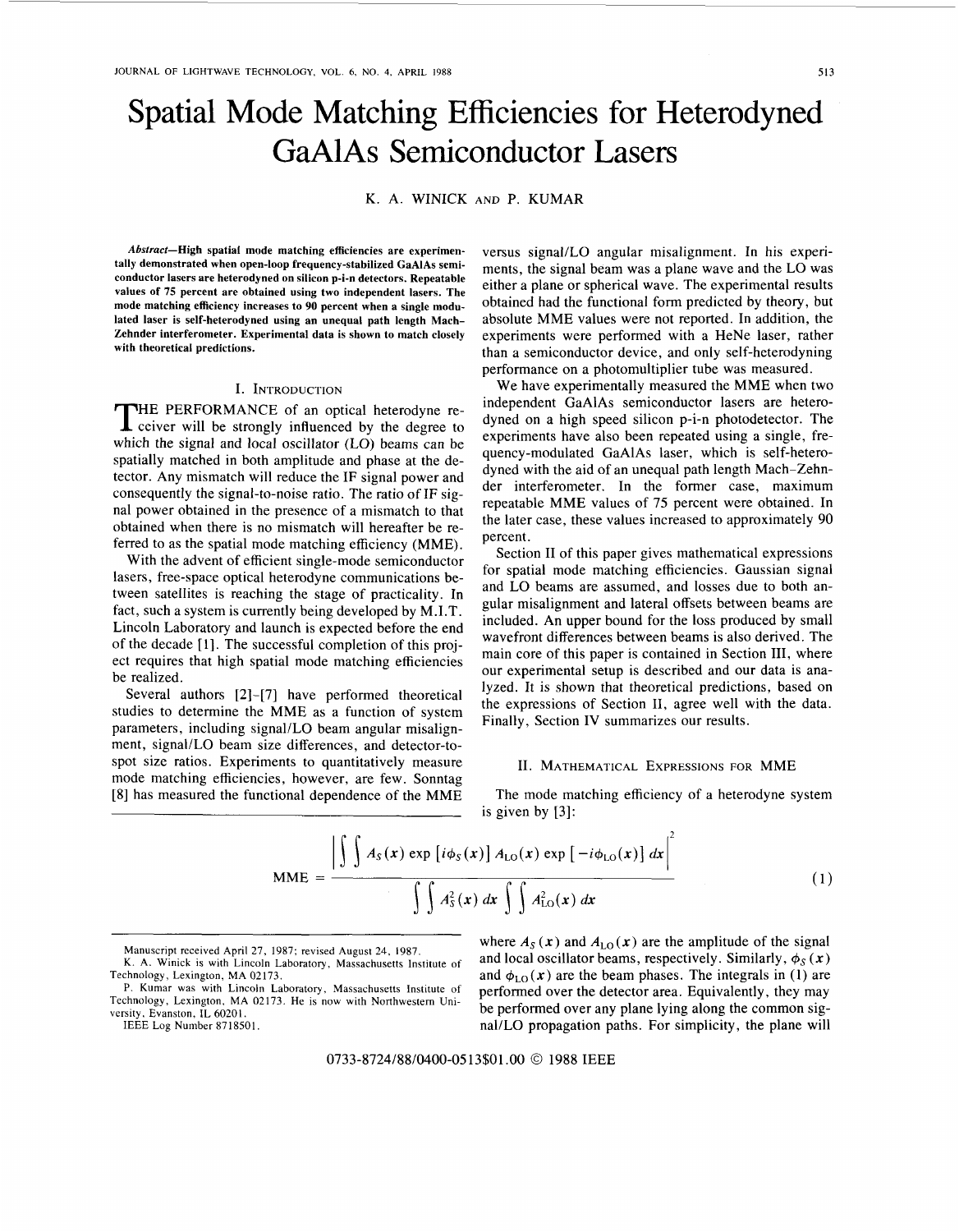# Spatial Mode Matching Efficiencies for Heterodyned GaAlAs Semiconductor Lasers

K. A. WINICK AND P. KUMAR

***Abstract*—High spatial mode matching efficiencies are experimentally demonstrated when open-loop frequency-stabilized GaAlAs semiconductor lasers are heterodyned on silicon p-i-n detectors. Repeatable values of 75 percent are obtained using two independent lasers. The mode matching efficiency increases to 90 percent when a single modulated laser is self-heterodyned using an unequal path length Mach-Zehnder interferometer. Experimental data is shown to match closely with theoretical predictions.**

## I. Introduction

The performance of an optical heterodyne receiver will be strongly influenced by the degree to which the signal and local oscillator (LO) beams can be spatially matched in both amplitude and phase at the detector. Any mismatch will reduce the IF signal power and consequently the signal-to-noise ratio. The ratio of IF signal power obtained in the presence of a mismatch to that obtained when there is no mismatch will hereafter be referred to as the spatial mode matching efficiency (MME).

With the advent of efficient single-mode semiconductor lasers, free-space optical heterodyne communications between satellites is reaching the stage of practicality. In fact, such a system is currently being developed by M.I.T. Lincoln Laboratory and launch is expected before the end of the decade [1]. The successful completion of this project requires that high spatial mode matching efficiencies be realized.

Several authors [2]–[7] have performed theoretical studies to determine the MME as a function of system parameters, including signal/LO beam angular misalignment, signal/LO beam size differences, and detector-to-spot size ratios. Experiments to quantitatively measure mode matching efficiencies, however, are few. Sonntag [8] has measured the functional dependence of the MME versus signal/LO angular misalignment. In his experiments, the signal beam was a plane wave and the LO was either a plane or spherical wave. The experimental results obtained had the functional form predicted by theory, but absolute MME values were not reported. In addition, the experiments were performed with a HeNe laser, rather than a semiconductor device, and only self-heterodyning performance on a photomultiplier tube was measured.

We have experimentally measured the MME when two independent GaAlAs semiconductor lasers are heterodyned on a high speed silicon p-i-n photodetector. The experiments have also been repeated using a single, frequency-modulated GaAlAs laser, which is self-heterodyned with the aid of an unequal path length Mach–Zehnder interferometer. In the former case, maximum repeatable MME values of 75 percent were obtained. In the later case, these values increased to approximately 90 percent.

Section II of this paper gives mathematical expressions for spatial mode matching efficiencies. Gaussian signal and LO beams are assumed, and losses due to both angular misalignment and lateral offsets between beams are included. An upper bound for the loss produced by small wavefront differences between beams is also derived. The main core of this paper is contained in Section III, where our experimental setup is described and our data is analyzed. It is shown that theoretical predictions, based on the expressions of Section II, agree well with the data. Finally, Section IV summarizes our results.

## II. Mathematical Expressions for MME

The mode matching efficiency of a heterodyne system is given by [3]:

$$\text{MME} = \frac{\left| \iint A_S(x) \exp\left[i\phi_S(x)\right] A_{\text{LO}}(x) \exp\left[-i\phi_{\text{LO}}(x)\right] dx \right|^2}{\iint A_S^2(x)\, dx \iint A_{\text{LO}}^2(x)\, dx} \tag{1}$$

where $A_S(x)$ and $A_{\text{LO}}(x)$ are the amplitude of the signal and local oscillator beams, respectively. Similarly, $\phi_S(x)$ and $\phi_{\text{LO}}(x)$ are the beam phases. The integrals in (1) are performed over the detector area. Equivalently, they may be performed over any plane lying along the common signal/LO propagation paths. For simplicity, the plane will

---

Manuscript received April 27, 1987; revised August 24, 1987.

K. A. Winick is with Lincoln Laboratory, Massachusetts Institute of Technology, Lexington, MA 02173.

P. Kumar was with Lincoln Laboratory, Massachusetts Institute of Technology, Lexington, MA 02173. He is now with Northwestern University, Evanston, IL 60201.

IEEE Log Number 8718501.

0733-8724/88/0400-0513$01.00 © 1988 IEEE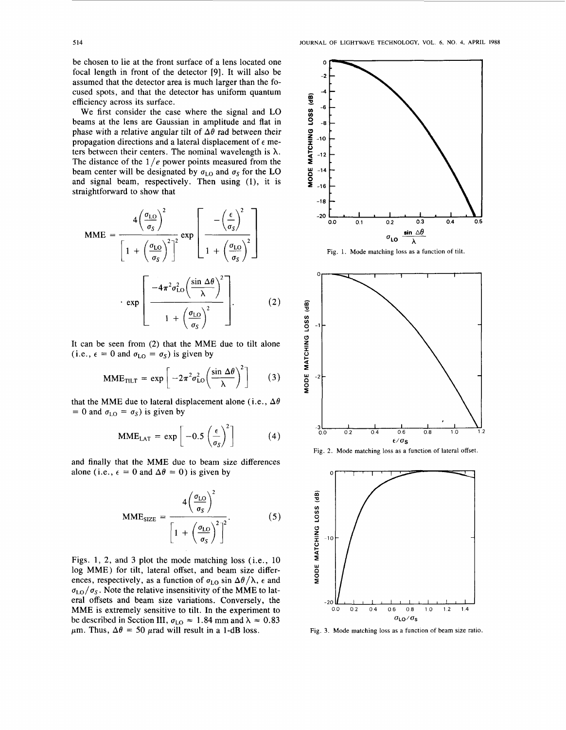be chosen to lie at the front surface of a lens located one focal length in front of the detector [9]. It will also be assumed that the detector area is much larger than the focused spots, and that the detector has uniform quantum efficiency across its surface.

We first consider the case where the signal and LO beams at the lens are Gaussian in amplitude and flat in phase with a relative angular tilt of $\Delta\theta$ rad between their propagation directions and a lateral displacement of $\epsilon$ meters between their centers. The nominal wavelength is $\lambda$. The distance of the $1/e$ power points measured from the beam center will be designated by $\sigma_{LO}$ and $\sigma_S$ for the LO and signal beam, respectively. Then using (1), it is straightforward to show that

$$\text{MME} = \frac{4\left(\frac{\sigma_{LO}}{\sigma_S}\right)^2}{\left[1 + \left(\frac{\sigma_{LO}}{\sigma_S}\right)^2\right]^2} \exp\left[\frac{-\left(\frac{\epsilon}{\sigma_S}\right)^2}{1 + \left(\frac{\sigma_{LO}}{\sigma_S}\right)^2}\right] \cdot \exp\left[\frac{-4\pi^2\sigma_{LO}^2\left(\frac{\sin\Delta\theta}{\lambda}\right)^2}{1 + \left(\frac{\sigma_{LO}}{\sigma_S}\right)^2}\right]. \quad (2)$$

It can be seen from (2) that the MME due to tilt alone (i.e., $\epsilon = 0$ and $\sigma_{LO} = \sigma_S$) is given by

$$\text{MME}_{\text{TILT}} = \exp\left[-2\pi^2\sigma_{LO}^2\left(\frac{\sin\Delta\theta}{\lambda}\right)^2\right] \quad (3)$$

that the MME due to lateral displacement alone (i.e., $\Delta\theta = 0$ and $\sigma_{LO} = \sigma_S$) is given by

$$\text{MME}_{\text{LAT}} = \exp\left[-0.5\left(\frac{\epsilon}{\sigma_S}\right)^2\right] \quad (4)$$

and finally that the MME due to beam size differences alone (i.e., $\epsilon = 0$ and $\Delta\theta = 0$) is given by

$$\text{MME}_{\text{SIZE}} = \frac{4\left(\frac{\sigma_{LO}}{\sigma_S}\right)^2}{\left[1 + \left(\frac{\sigma_{LO}}{\sigma_S}\right)^2\right]^2}. \quad (5)$$

Figs. 1, 2, and 3 plot the mode matching loss (i.e., 10 log MME) for tilt, lateral offset, and beam size differences, respectively, as a function of $\sigma_{LO}\sin\Delta\theta/\lambda$, $\epsilon$ and $\sigma_{LO}/\sigma_S$. Note the relative insensitivity of the MME to lateral offsets and beam size variations. Conversely, the MME is extremely sensitive to tilt. In the experiment to be described in Section III, $\sigma_{LO} \approx 1.84$ mm and $\lambda \approx 0.83$ $\mu$m. Thus, $\Delta\theta = 50$ $\mu$rad will result in a 1-dB loss.

Fig. 1. Mode matching loss as a function of tilt.

Fig. 2. Mode matching loss as a function of lateral offset.

Fig. 3. Mode matching loss as a function of beam size ratio.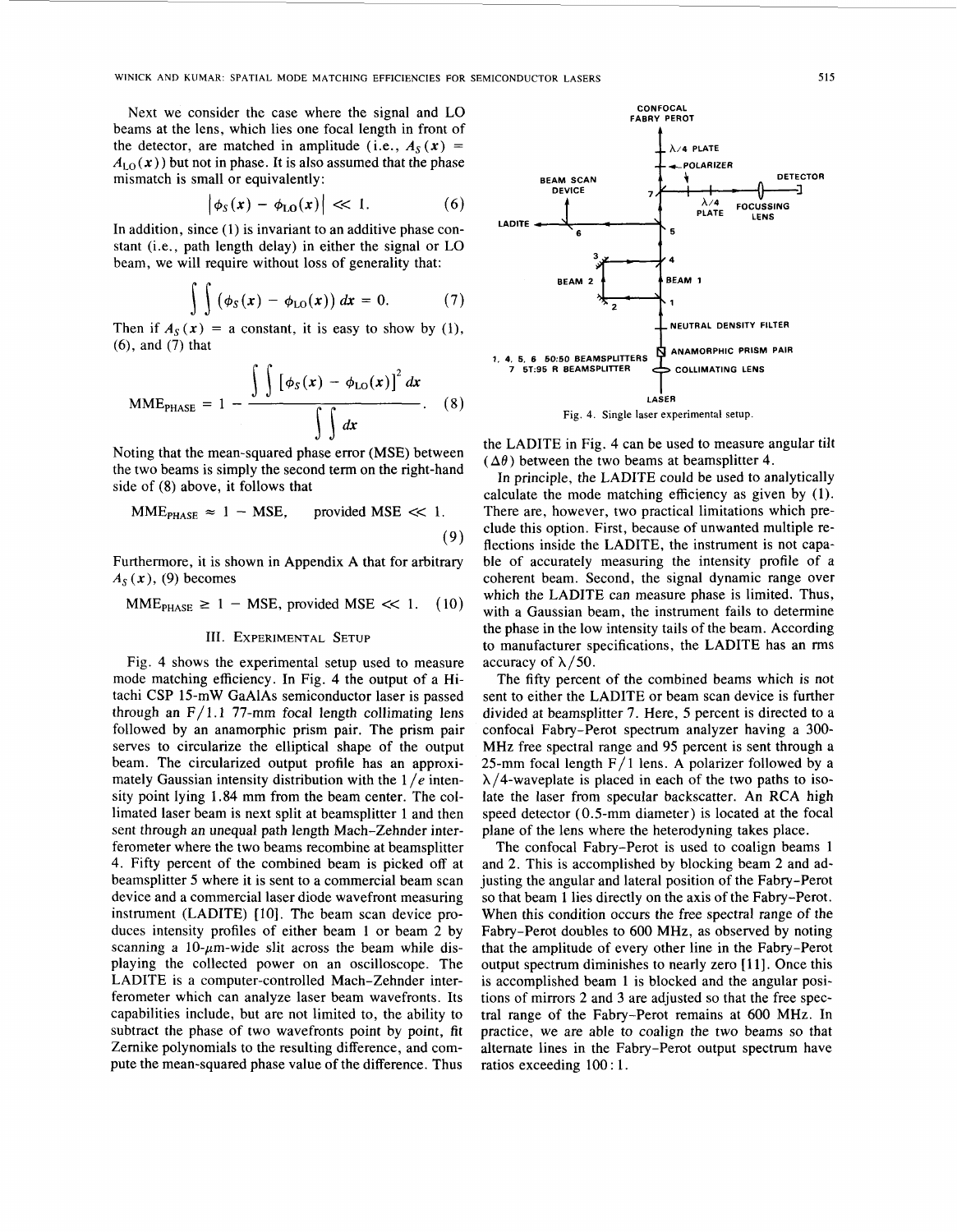Next we consider the case where the signal and LO beams at the lens, which lies one focal length in front of the detector, are matched in amplitude (i.e., $A_S(x) = A_{LO}(x)$) but not in phase. It is also assumed that the phase mismatch is small or equivalently:

$$|\phi_S(x) - \phi_{LO}(x)| \ll 1. \tag{6}$$

In addition, since (1) is invariant to an additive phase constant (i.e., path length delay) in either the signal or LO beam, we will require without loss of generality that:

$$\iint (\phi_S(x) - \phi_{LO}(x))\, dx = 0. \tag{7}$$

Then if $A_S(x)$ = a constant, it is easy to show by (1), (6), and (7) that

$$\text{MME}_{\text{PHASE}} = 1 - \frac{\iint [\phi_S(x) - \phi_{LO}(x)]^2\, dx}{\iint dx}. \tag{8}$$

Noting that the mean-squared phase error (MSE) between the two beams is simply the second term on the right-hand side of (8) above, it follows that

$$\text{MME}_{\text{PHASE}} \approx 1 - \text{MSE}, \quad \text{provided MSE} \ll 1. \tag{9}$$

Furthermore, it is shown in Appendix A that for arbitrary $A_S(x)$, (9) becomes

$$\text{MME}_{\text{PHASE}} \geq 1 - \text{MSE}, \text{ provided MSE} \ll 1. \tag{10}$$

## III. Experimental Setup

Fig. 4 shows the experimental setup used to measure mode matching efficiency. In Fig. 4 the output of a Hitachi CSP 15-mW GaAlAs semiconductor laser is passed through an F/1.1 77-mm focal length collimating lens followed by an anamorphic prism pair. The prism pair serves to circularize the elliptical shape of the output beam. The circularized output profile has an approximately Gaussian intensity distribution with the $1/e$ intensity point lying 1.84 mm from the beam center. The collimated laser beam is next split at beamsplitter 1 and then sent through an unequal path length Mach-Zehnder interferometer where the two beams recombine at beamsplitter 4. Fifty percent of the combined beam is picked off at beamsplitter 5 where it is sent to a commercial beam scan device and a commercial laser diode wavefront measuring instrument (LADITE) [10]. The beam scan device produces intensity profiles of either beam 1 or beam 2 by scanning a 10-$\mu$m-wide slit across the beam while displaying the collected power on an oscilloscope. The LADITE is a computer-controlled Mach-Zehnder interferometer which can analyze laser beam wavefronts. Its capabilities include, but are not limited to, the ability to subtract the phase of two wavefronts point by point, fit Zernike polynomials to the resulting difference, and compute the mean-squared phase value of the difference. Thus the LADITE in Fig. 4 can be used to measure angular tilt ($\Delta\theta$) between the two beams at beamsplitter 4.

Fig. 4. Single laser experimental setup.

In principle, the LADITE could be used to analytically calculate the mode matching efficiency as given by (1). There are, however, two practical limitations which preclude this option. First, because of unwanted multiple reflections inside the LADITE, the instrument is not capable of accurately measuring the intensity profile of a coherent beam. Second, the signal dynamic range over which the LADITE can measure phase is limited. Thus, with a Gaussian beam, the instrument fails to determine the phase in the low intensity tails of the beam. According to manufacturer specifications, the LADITE has an rms accuracy of $\lambda/50$.

The fifty percent of the combined beams which is not sent to either the LADITE or beam scan device is further divided at beamsplitter 7. Here, 5 percent is directed to a confocal Fabry-Perot spectrum analyzer having a 300-MHz free spectral range and 95 percent is sent through a 25-mm focal length F/1 lens. A polarizer followed by a $\lambda/4$-waveplate is placed in each of the two paths to isolate the laser from specular backscatter. An RCA high speed detector (0.5-mm diameter) is located at the focal plane of the lens where the heterodyning takes place.

The confocal Fabry-Perot is used to coalign beams 1 and 2. This is accomplished by blocking beam 2 and adjusting the angular and lateral position of the Fabry-Perot so that beam 1 lies directly on the axis of the Fabry-Perot. When this condition occurs the free spectral range of the Fabry-Perot doubles to 600 MHz, as observed by noting that the amplitude of every other line in the Fabry-Perot output spectrum diminishes to nearly zero [11]. Once this is accomplished beam 1 is blocked and the angular positions of mirrors 2 and 3 are adjusted so that the free spectral range of the Fabry-Perot remains at 600 MHz. In practice, we are able to coalign the two beams so that alternate lines in the Fabry-Perot output spectrum have ratios exceeding 100 : 1.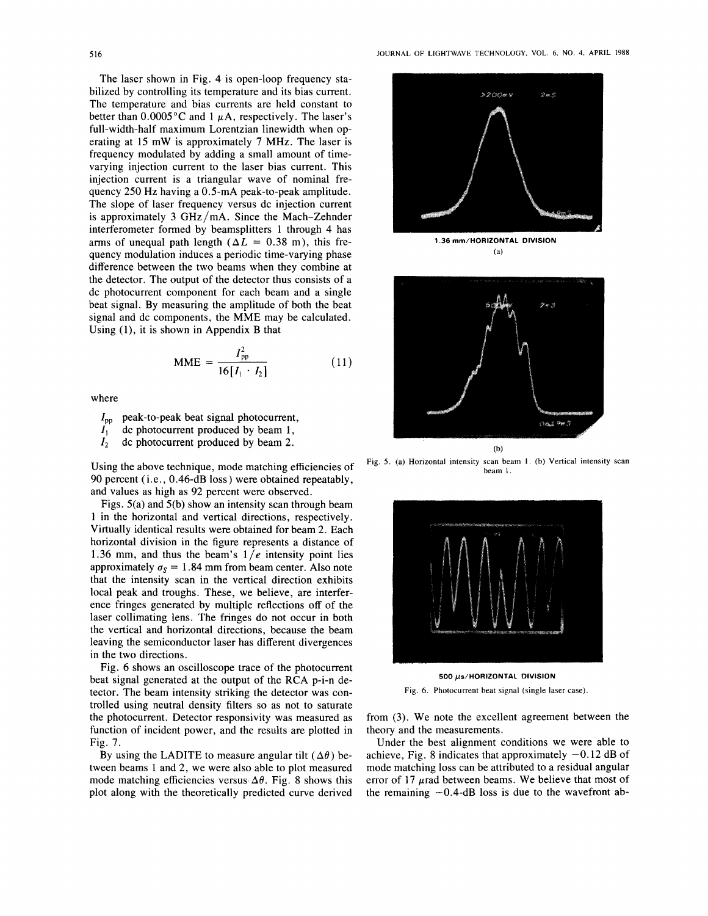The laser shown in Fig. 4 is open-loop frequency stabilized by controlling its temperature and its bias current. The temperature and bias currents are held constant to better than 0.0005°C and 1 $\mu$A, respectively. The laser's full-width-half maximum Lorentzian linewidth when operating at 15 mW is approximately 7 MHz. The laser is frequency modulated by adding a small amount of time-varying injection current to the laser bias current. This injection current is a triangular wave of nominal frequency 250 Hz having a 0.5-mA peak-to-peak amplitude. The slope of laser frequency versus dc injection current is approximately 3 GHz/mA. Since the Mach–Zehnder interferometer formed by beamsplitters 1 through 4 has arms of unequal path length ($\Delta L = 0.38$ m), this frequency modulation induces a periodic time-varying phase difference between the two beams when they combine at the detector. The output of the detector thus consists of a dc photocurrent component for each beam and a single beat signal. By measuring the amplitude of both the beat signal and dc components, the MME may be calculated. Using (1), it is shown in Appendix B that

$$\text{MME} = \frac{I_{pp}^2}{16[I_1 \cdot I_2]} \tag{11}$$

where

- $I_{pp}$ peak-to-peak beat signal photocurrent,
- $I_1$ dc photocurrent produced by beam 1,
- $I_2$ dc photocurrent produced by beam 2.

Using the above technique, mode matching efficiencies of 90 percent (i.e., 0.46-dB loss) were obtained repeatably, and values as high as 92 percent were observed.

Figs. 5(a) and 5(b) show an intensity scan through beam 1 in the horizontal and vertical directions, respectively. Virtually identical results were obtained for beam 2. Each horizontal division in the figure represents a distance of 1.36 mm, and thus the beam's $1/e$ intensity point lies approximately $\sigma_S = 1.84$ mm from beam center. Also note that the intensity scan in the vertical direction exhibits local peak and troughs. These, we believe, are interference fringes generated by multiple reflections off of the laser collimating lens. The fringes do not occur in both the vertical and horizontal directions, because the beam leaving the semiconductor laser has different divergences in the two directions.

Fig. 6 shows an oscilloscope trace of the photocurrent beat signal generated at the output of the RCA p-i-n detector. The beam intensity striking the detector was controlled using neutral density filters so as not to saturate the photocurrent. Detector responsivity was measured as function of incident power, and the results are plotted in Fig. 7.

By using the LADITE to measure angular tilt ($\Delta\theta$) between beams 1 and 2, we were also able to plot measured mode matching efficiencies versus $\Delta\theta$. Fig. 8 shows this plot along with the theoretically predicted curve derived from (3). We note the excellent agreement between the theory and the measurements.

Under the best alignment conditions we were able to achieve, Fig. 8 indicates that approximately $-0.12$ dB of mode matching loss can be attributed to a residual angular error of 17 $\mu$rad between beams. We believe that most of the remaining $-0.4$-dB loss is due to the wavefront ab-

1.36 mm/HORIZONTAL DIVISION

(a)

(b)

Fig. 5. (a) Horizontal intensity scan beam 1. (b) Vertical intensity scan beam 1.

500 $\mu$s/HORIZONTAL DIVISION

Fig. 6. Photocurrent beat signal (single laser case).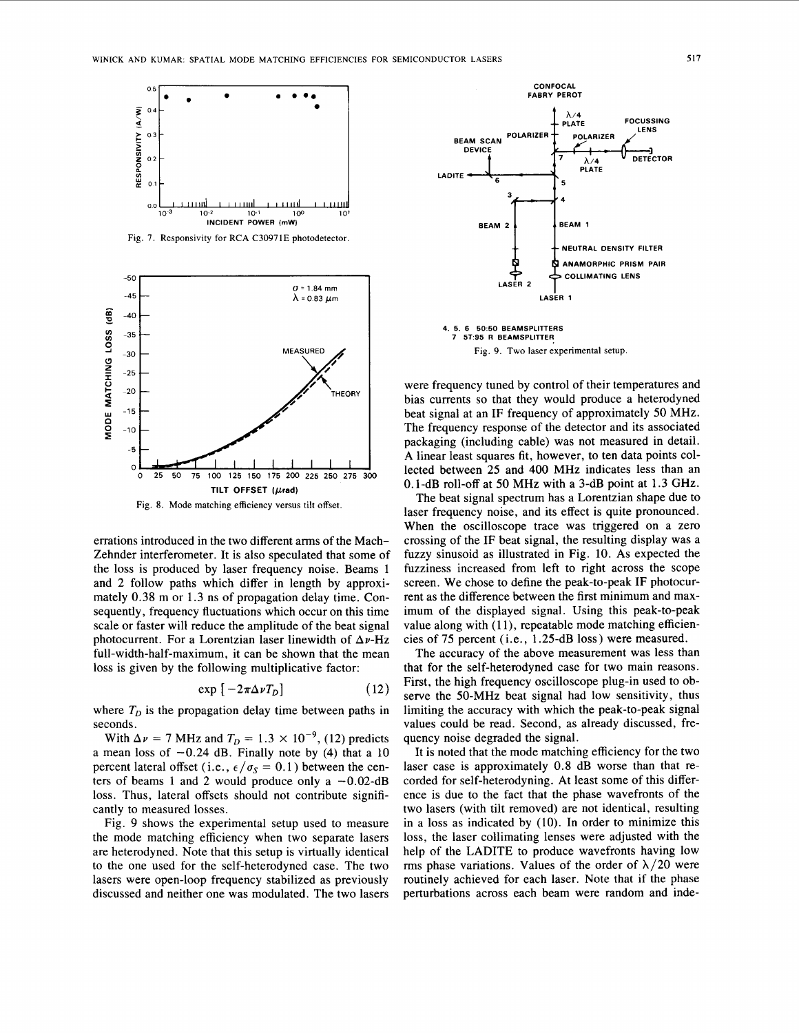Fig. 7. Responsivity for RCA C30971E photodetector.

Fig. 8. Mode matching efficiency versus tilt offset.

errations introduced in the two different arms of the Mach–Zehnder interferometer. It is also speculated that some of the loss is produced by laser frequency noise. Beams 1 and 2 follow paths which differ in length by approximately 0.38 m or 1.3 ns of propagation delay time. Consequently, frequency fluctuations which occur on this time scale or faster will reduce the amplitude of the beat signal photocurrent. For a Lorentzian laser linewidth of $\Delta\nu$-Hz full-width-half-maximum, it can be shown that the mean loss is given by the following multiplicative factor:

$$\exp\left[-2\pi\Delta\nu T_D\right] \tag{12}$$

where $T_D$ is the propagation delay time between paths in seconds.

With $\Delta\nu = 7$ MHz and $T_D = 1.3 \times 10^{-9}$, (12) predicts a mean loss of $-0.24$ dB. Finally note by (4) that a 10 percent lateral offset (i.e., $\epsilon/\sigma_S = 0.1$) between the centers of beams 1 and 2 would produce only a $-0.02$-dB loss. Thus, lateral offsets should not contribute significantly to measured losses.

Fig. 9 shows the experimental setup used to measure the mode matching efficiency when two separate lasers are heterodyned. Note that this setup is virtually identical to the one used for the self-heterodyned case. The two lasers were open-loop frequency stabilized as previously discussed and neither one was modulated. The two lasers were frequency tuned by control of their temperatures and bias currents so that they would produce a heterodyned beat signal at an IF frequency of approximately 50 MHz. The frequency response of the detector and its associated packaging (including cable) was not measured in detail. A linear least squares fit, however, to ten data points collected between 25 and 400 MHz indicates less than an 0.1-dB roll-off at 50 MHz with a 3-dB point at 1.3 GHz.

Fig. 9. Two laser experimental setup.

The beat signal spectrum has a Lorentzian shape due to laser frequency noise, and its effect is quite pronounced. When the oscilloscope trace was triggered on a zero crossing of the IF beat signal, the resulting display was a fuzzy sinusoid as illustrated in Fig. 10. As expected the fuzziness increased from left to right across the scope screen. We chose to define the peak-to-peak IF photocurrent as the difference between the first minimum and maximum of the displayed signal. Using this peak-to-peak value along with (11), repeatable mode matching efficiencies of 75 percent (i.e., 1.25-dB loss) were measured.

The accuracy of the above measurement was less than that for the self-heterodyned case for two main reasons. First, the high frequency oscilloscope plug-in used to observe the 50-MHz beat signal had low sensitivity, thus limiting the accuracy with which the peak-to-peak signal values could be read. Second, as already discussed, frequency noise degraded the signal.

It is noted that the mode matching efficiency for the two laser case is approximately 0.8 dB worse than that recorded for self-heterodyning. At least some of this difference is due to the fact that the phase wavefronts of the two lasers (with tilt removed) are not identical, resulting in a loss as indicated by (10). In order to minimize this loss, the laser collimating lenses were adjusted with the help of the LADITE to produce wavefronts having low rms phase variations. Values of the order of $\lambda/20$ were routinely achieved for each laser. Note that if the phase perturbations across each beam were random and inde-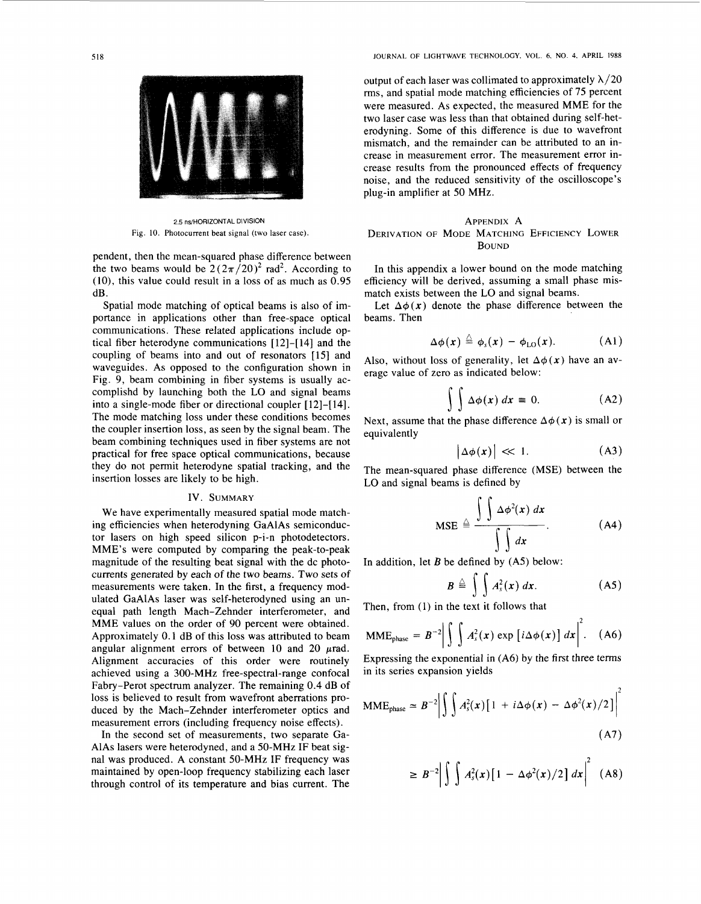2.5 ns/HORIZONTAL DIVISION

Fig. 10. Photocurrent beat signal (two laser case).

pendent, then the mean-squared phase difference between the two beams would be $2(2\pi/20)^2$ rad$^2$. According to (10), this value could result in a loss of as much as 0.95 dB.

Spatial mode matching of optical beams is also of importance in applications other than free-space optical communications. These related applications include optical fiber heterodyne communications [12]–[14] and the coupling of beams into and out of resonators [15] and waveguides. As opposed to the configuration shown in Fig. 9, beam combining in fiber systems is usually accomplishd by launching both the LO and signal beams into a single-mode fiber or directional coupler [12]–[14]. The mode matching loss under these conditions becomes the coupler insertion loss, as seen by the signal beam. The beam combining techniques used in fiber systems are not practical for free space optical communications, because they do not permit heterodyne spatial tracking, and the insertion losses are likely to be high.

## IV. Summary

We have experimentally measured spatial mode matching efficiencies when heterodyning GaAlAs semiconductor lasers on high speed silicon p-i-n photodetectors. MME's were computed by comparing the peak-to-peak magnitude of the resulting beat signal with the dc photocurrents generated by each of the two beams. Two sets of measurements were taken. In the first, a frequency modulated GaAlAs laser was self-heterodyned using an unequal path length Mach–Zehnder interferometer, and MME values on the order of 90 percent were obtained. Approximately 0.1 dB of this loss was attributed to beam angular alignment errors of between 10 and 20 $\mu$rad. Alignment accuracies of this order were routinely achieved using a 300-MHz free-spectral-range confocal Fabry–Perot spectrum analyzer. The remaining 0.4 dB of loss is believed to result from wavefront aberrations produced by the Mach–Zehnder interferometer optics and measurement errors (including frequency noise effects).

In the second set of measurements, two separate GaAlAs lasers were heterodyned, and a 50-MHz IF beat signal was produced. A constant 50-MHz IF frequency was maintained by open-loop frequency stabilizing each laser through control of its temperature and bias current. The output of each laser was collimated to approximately $\lambda/20$ rms, and spatial mode matching efficiencies of 75 percent were measured. As expected, the measured MME for the two laser case was less than that obtained during self-heterodyning. Some of this difference is due to wavefront mismatch, and the remainder can be attributed to an increase in measurement error. The measurement error increase results from the pronounced effects of frequency noise, and the reduced sensitivity of the oscilloscope's plug-in amplifier at 50 MHz.

## Appendix A
## Derivation of Mode Matching Efficiency Lower Bound

In this appendix a lower bound on the mode matching efficiency will be derived, assuming a small phase mismatch exists between the LO and signal beams.

Let $\Delta\phi(x)$ denote the phase difference between the beams. Then

$$\Delta\phi(x) \triangleq \phi_s(x) - \phi_{\text{LO}}(x). \tag{A1}$$

Also, without loss of generality, let $\Delta\phi(x)$ have an average value of zero as indicated below:

$$\iint \Delta\phi(x)\, dx \equiv 0. \tag{A2}$$

Next, assume that the phase difference $\Delta\phi(x)$ is small or equivalently

$$|\Delta\phi(x)| \ll 1. \tag{A3}$$

The mean-squared phase difference (MSE) between the LO and signal beams is defined by

$$\text{MSE} \triangleq \frac{\iint \Delta\phi^2(x)\, dx}{\iint dx}. \tag{A4}$$

In addition, let $B$ be defined by (A5) below:

$$B \triangleq \iint A_s^2(x)\, dx. \tag{A5}$$

Then, from (1) in the text it follows that

$$\text{MME}_{\text{phase}} = B^{-2} \left| \iint A_s^2(x) \exp\left[i\Delta\phi(x)\right] dx \right|^2. \tag{A6}$$

Expressing the exponential in (A6) by the first three terms in its series expansion yields

$$\text{MME}_{\text{phase}} \simeq B^{-2} \left| \iint A_s^2(x)\left[1 + i\Delta\phi(x) - \Delta\phi^2(x)/2\right] \right|^2 \tag{A7}$$

$$\geq B^{-2} \left| \iint A_s^2(x)\left[1 - \Delta\phi^2(x)/2\right] dx \right|^2 \tag{A8}$$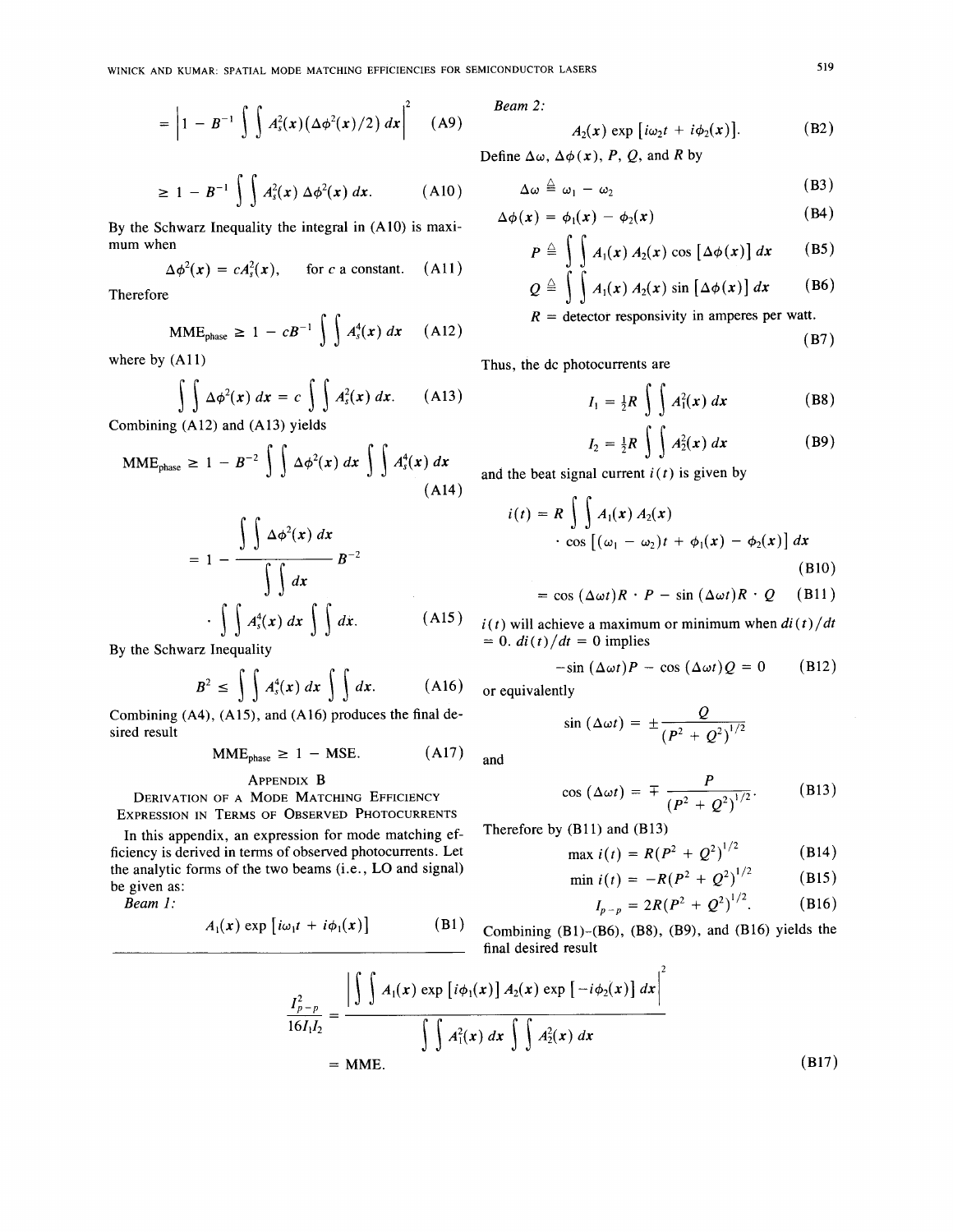$$= \left| 1 - B^{-1} \int\int A_s^2(x)(\Delta\phi^2(x)/2)\, dx \right|^2 \quad \text{(A9)}$$

$$\geq 1 - B^{-1} \int\int A_s^2(x)\, \Delta\phi^2(x)\, dx. \quad \text{(A10)}$$

By the Schwarz Inequality the integral in (A10) is maximum when

$$\Delta\phi^2(x) = cA_s^2(x), \qquad \text{for } c \text{ a constant.} \quad \text{(A11)}$$

Therefore

$$\text{MME}_{\text{phase}} \geq 1 - cB^{-1} \int\int A_s^4(x)\, dx \quad \text{(A12)}$$

where by (A11)

$$\int\int \Delta\phi^2(x)\, dx = c \int\int A_s^2(x)\, dx. \quad \text{(A13)}$$

Combining (A12) and (A13) yields

$$\text{MME}_{\text{phase}} \geq 1 - B^{-2} \int\int \Delta\phi^2(x)\, dx \int\int A_s^4(x)\, dx \quad \text{(A14)}$$

$$= 1 - \frac{\int\int \Delta\phi^2(x)\, dx}{\int\int dx} B^{-2} \cdot \int\int A_s^4(x)\, dx \int\int dx. \quad \text{(A15)}$$

By the Schwarz Inequality

$$B^2 \leq \int\int A_s^4(x)\, dx \int\int dx. \quad \text{(A16)}$$

Combining (A4), (A15), and (A16) produces the final desired result

$$\text{MME}_{\text{phase}} \geq 1 - \text{MSE}. \quad \text{(A17)}$$

## Appendix B

### Derivation of a Mode Matching Efficiency Expression in Terms of Observed Photocurrents

In this appendix, an expression for mode matching efficiency is derived in terms of observed photocurrents. Let the analytic forms of the two beams (i.e., LO and signal) be given as:

*Beam 1:*

$$A_1(x) \exp\left[i\omega_1 t + i\phi_1(x)\right] \quad \text{(B1)}$$

*Beam 2:*

$$A_2(x) \exp\left[i\omega_2 t + i\phi_2(x)\right]. \quad \text{(B2)}$$

Define $\Delta\omega$, $\Delta\phi(x)$, $P$, $Q$, and $R$ by

$$\Delta\omega \triangleq \omega_1 - \omega_2 \quad \text{(B3)}$$

$$\Delta\phi(x) = \phi_1(x) - \phi_2(x) \quad \text{(B4)}$$

$$P \triangleq \int\int A_1(x)\, A_2(x) \cos\left[\Delta\phi(x)\right] dx \quad \text{(B5)}$$

$$Q \triangleq \int\int A_1(x)\, A_2(x) \sin\left[\Delta\phi(x)\right] dx \quad \text{(B6)}$$

$R$ = detector responsivity in amperes per watt. (B7)

Thus, the dc photocurrents are

$$I_1 = \tfrac{1}{2}R \int\int A_1^2(x)\, dx \quad \text{(B8)}$$

$$I_2 = \tfrac{1}{2}R \int\int A_2^2(x)\, dx \quad \text{(B9)}$$

and the beat signal current $i(t)$ is given by

$$i(t) = R \int\int A_1(x)\, A_2(x) \cdot \cos\left[(\omega_1 - \omega_2)t + \phi_1(x) - \phi_2(x)\right] dx \quad \text{(B10)}$$

$$= \cos(\Delta\omega t) R \cdot P - \sin(\Delta\omega t) R \cdot Q \quad \text{(B11)}$$

$i(t)$ will achieve a maximum or minimum when $di(t)/dt = 0$. $di(t)/dt = 0$ implies

$$-\sin(\Delta\omega t) P - \cos(\Delta\omega t) Q = 0 \quad \text{(B12)}$$

or equivalently

$$\sin(\Delta\omega t) = \pm \frac{Q}{(P^2 + Q^2)^{1/2}}$$

and

$$\cos(\Delta\omega t) = \mp \frac{P}{(P^2 + Q^2)^{1/2}}. \quad \text{(B13)}$$

Therefore by (B11) and (B13)

$$\max i(t) = R(P^2 + Q^2)^{1/2} \quad \text{(B14)}$$

$$\min i(t) = -R(P^2 + Q^2)^{1/2} \quad \text{(B15)}$$

$$I_{p-p} = 2R(P^2 + Q^2)^{1/2}. \quad \text{(B16)}$$

Combining (B1)–(B6), (B8), (B9), and (B16) yields the final desired result

$$\frac{I_{p-p}^2}{16 I_1 I_2} = \frac{\left| \int\int A_1(x) \exp\left[i\phi_1(x)\right] A_2(x) \exp\left[-i\phi_2(x)\right] dx \right|^2}{\int\int A_1^2(x)\, dx \int\int A_2^2(x)\, dx} = \text{MME}. \quad \text{(B17)}$$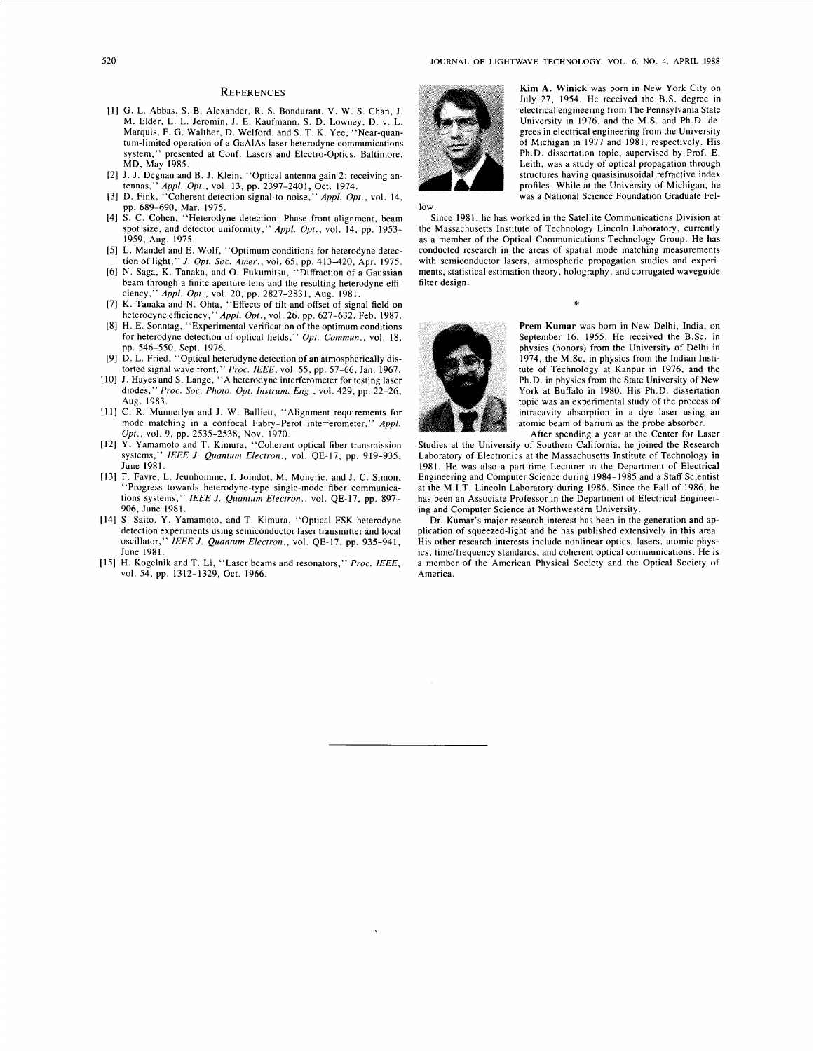## REFERENCES

[1] G. L. Abbas, S. B. Alexander, R. S. Bondurant, V. W. S. Chan, J. M. Elder, L. L. Jeromin, J. E. Kaufmann, S. D. Lowney, D. v. L. Marquis, F. G. Walther, D. Welford, and S. T. K. Yee, "Near-quantum-limited operation of a GaAlAs laser heterodyne communications system," presented at Conf. Lasers and Electro-Optics, Baltimore, MD, May 1985.

[2] J. J. Degnan and B. J. Klein, "Optical antenna gain 2: receiving antennas," *Appl. Opt.*, vol. 13, pp. 2397–2401, Oct. 1974.

[3] D. Fink, "Coherent detection signal-to-noise," *Appl. Opt.*, vol. 14, pp. 689–690, Mar. 1975.

[4] S. C. Cohen, "Heterodyne detection: Phase front alignment, beam spot size, and detector uniformity," *Appl. Opt.*, vol. 14, pp. 1953–1959, Aug. 1975.

[5] L. Mandel and E. Wolf, "Optimum conditions for heterodyne detection of light," *J. Opt. Soc. Amer.*, vol. 65, pp. 413–420, Apr. 1975.

[6] N. Saga, K. Tanaka, and O. Fukumitsu, "Diffraction of a Gaussian beam through a finite aperture lens and the resulting heterodyne efficiency," *Appl. Opt.*, vol. 20, pp. 2827–2831, Aug. 1981.

[7] K. Tanaka and N. Ohta, "Effects of tilt and offset of signal field on heterodyne efficiency," *Appl. Opt.*, vol. 26, pp. 627–632, Feb. 1987.

[8] H. E. Sonntag, "Experimental verification of the optimum conditions for heterodyne detection of optical fields," *Opt. Commun.*, vol. 18, pp. 546–550, Sept. 1976.

[9] D. L. Fried, "Optical heterodyne detection of an atmospherically distorted signal wave front," *Proc. IEEE*, vol. 55, pp. 57–66, Jan. 1967.

[10] J. Hayes and S. Lange, "A heterodyne interferometer for testing laser diodes," *Proc. Soc. Photo. Opt. Instrum. Eng.*, vol. 429, pp. 22–26, Aug. 1983.

[11] C. R. Munnerlyn and J. W. Balliett, "Alignment requirements for mode matching in a confocal Fabry–Perot interferometer," *Appl. Opt.*, vol. 9, pp. 2535–2538, Nov. 1970.

[12] Y. Yamamoto and T. Kimura, "Coherent optical fiber transmission systems," *IEEE J. Quantum Electron.*, vol. QE-17, pp. 919–935, June 1981.

[13] F. Favre, L. Jeunhomme, I. Joindot, M. Monerie, and J. C. Simon, "Progress towards heterodyne-type single-mode fiber communications systems," *IEEE J. Quantum Electron.*, vol. QE-17, pp. 897–906, June 1981.

[14] S. Saito, Y. Yamamoto, and T. Kimura, "Optical FSK heterodyne detection experiments using semiconductor laser transmitter and local oscillator," *IEEE J. Quantum Electron.*, vol. QE-17, pp. 935–941, June 1981.

[15] H. Kogelnik and T. Li, "Laser beams and resonators," *Proc. IEEE*, vol. 54, pp. 1312–1329, Oct. 1966.

---

**Kim A. Winick** was born in New York City on July 27, 1954. He received the B.S. degree in electrical engineering from The Pennsylvania State University in 1976, and the M.S. and Ph.D. degrees in electrical engineering from the University of Michigan in 1977 and 1981, respectively. His Ph.D. dissertation topic, supervised by Prof. E. Leith, was a study of optical propagation through structures having quasisinusoidal refractive index profiles. While at the University of Michigan, he was a National Science Foundation Graduate Fellow.

Since 1981, he has worked in the Satellite Communications Division at the Massachusetts Institute of Technology Lincoln Laboratory, currently as a member of the Optical Communications Technology Group. He has conducted research in the areas of spatial mode matching measurements with semiconductor lasers, atmospheric propagation studies and experiments, statistical estimation theory, holography, and corrugated waveguide filter design.

*

**Prem Kumar** was born in New Delhi, India, on September 16, 1955. He received the B.Sc. in physics (honors) from the University of Delhi in 1974, the M.Sc. in physics from the Indian Institute of Technology at Kanpur in 1976, and the Ph.D. in physics from the State University of New York at Buffalo in 1980. His Ph.D. dissertation topic was an experimental study of the process of intracavity absorption in a dye laser using an atomic beam of barium as the probe absorber.

After spending a year at the Center for Laser Studies at the University of Southern California, he joined the Research Laboratory of Electronics at the Massachusetts Institute of Technology in 1981. He was also a part-time Lecturer in the Department of Electrical Engineering and Computer Science during 1984–1985 and a Staff Scientist at the M.I.T. Lincoln Laboratory during 1986. Since the Fall of 1986, he has been an Associate Professor in the Department of Electrical Engineering and Computer Science at Northwestern University.

Dr. Kumar's major research interest has been in the generation and application of squeezed-light and he has published extensively in this area. His other research interests include nonlinear optics, lasers, atomic physics, time/frequency standards, and coherent optical communications. He is a member of the American Physical Society and the Optical Society of America.